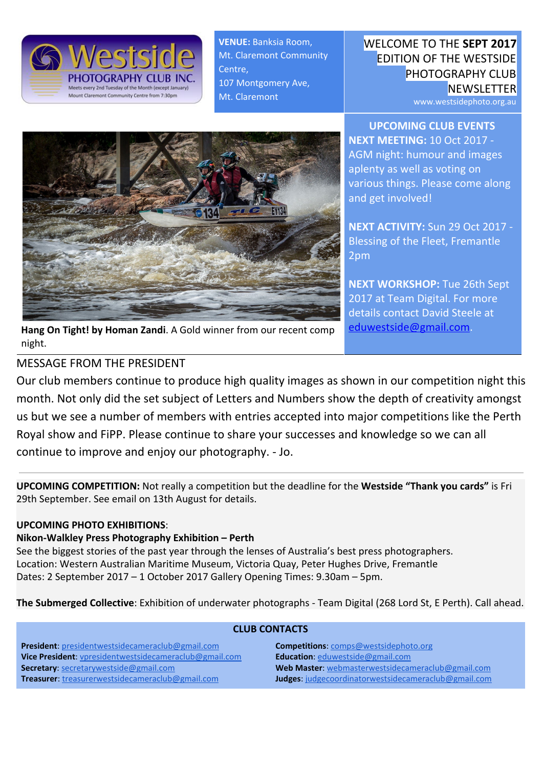Westside PHOTOGRAPHY CLUB INC.
Meets every 2nd Tuesday of the Month (except January)
Mount Claremont Community Centre from 7:30pm

**VENUE:** Banksia Room, Mt. Claremont Community Centre, 107 Montgomery Ave, Mt. Claremont

# WELCOME TO THE **SEPT 2017** EDITION OF THE WESTSIDE PHOTOGRAPHY CLUB NEWSLETTER

www.westsidephoto.org.au

**Hang On Tight! by Homan Zandi**. A Gold winner from our recent comp night.

## UPCOMING CLUB EVENTS

**NEXT MEETING:** 10 Oct 2017 - AGM night: humour and images aplenty as well as voting on various things. Please come along and get involved!

**NEXT ACTIVITY:** Sun 29 Oct 2017 - Blessing of the Fleet, Fremantle 2pm

**NEXT WORKSHOP:** Tue 26th Sept 2017 at Team Digital. For more details contact David Steele at eduwestside@gmail.com.

## MESSAGE FROM THE PRESIDENT

Our club members continue to produce high quality images as shown in our competition night this month. Not only did the set subject of Letters and Numbers show the depth of creativity amongst us but we see a number of members with entries accepted into major competitions like the Perth Royal show and FiPP. Please continue to share your successes and knowledge so we can all continue to improve and enjoy our photography. - Jo.

---

**UPCOMING COMPETITION:** Not really a competition but the deadline for the **Westside "Thank you cards"** is Fri 29th September. See email on 13th August for details.

**UPCOMING PHOTO EXHIBITIONS**:

**Nikon-Walkley Press Photography Exhibition – Perth**

See the biggest stories of the past year through the lenses of Australia's best press photographers.
Location: Western Australian Maritime Museum, Victoria Quay, Peter Hughes Drive, Fremantle
Dates: 2 September 2017 – 1 October 2017 Gallery Opening Times: 9.30am – 5pm.

**The Submerged Collective**: Exhibition of underwater photographs - Team Digital (268 Lord St, E Perth). Call ahead.

## CLUB CONTACTS

**President**: presidentwestsidecameraclub@gmail.com
**Vice President**: vpresidentwestsidecameraclub@gmail.com
**Secretary**: secretarywestside@gmail.com
**Treasurer**: treasurerwestsidecameraclub@gmail.com
**Competitions**: comps@westsidephoto.org
**Education**: eduwestside@gmail.com
**Web Master**: webmasterwestsidecameraclub@gmail.com
**Judges**: judgecoordinatorwestsidecameraclub@gmail.com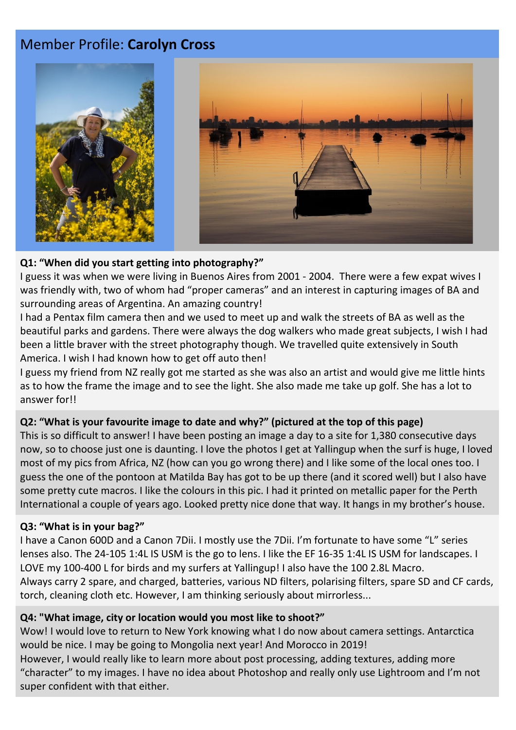# Member Profile: **Carolyn Cross**

**Q1: "When did you start getting into photography?"**

I guess it was when we were living in Buenos Aires from 2001 - 2004. There were a few expat wives I was friendly with, two of whom had "proper cameras" and an interest in capturing images of BA and surrounding areas of Argentina. An amazing country!

I had a Pentax film camera then and we used to meet up and walk the streets of BA as well as the beautiful parks and gardens. There were always the dog walkers who made great subjects, I wish I had been a little braver with the street photography though. We travelled quite extensively in South America. I wish I had known how to get off auto then!

I guess my friend from NZ really got me started as she was also an artist and would give me little hints as to how the frame the image and to see the light. She also made me take up golf. She has a lot to answer for!!

**Q2: "What is your favourite image to date and why?" (pictured at the top of this page)**

This is so difficult to answer! I have been posting an image a day to a site for 1,380 consecutive days now, so to choose just one is daunting. I love the photos I get at Yallingup when the surf is huge, I loved most of my pics from Africa, NZ (how can you go wrong there) and I like some of the local ones too. I guess the one of the pontoon at Matilda Bay has got to be up there (and it scored well) but I also have some pretty cute macros. I like the colours in this pic. I had it printed on metallic paper for the Perth International a couple of years ago. Looked pretty nice done that way. It hangs in my brother's house.

**Q3: "What is in your bag?"**

I have a Canon 600D and a Canon 7Dii. I mostly use the 7Dii. I'm fortunate to have some "L" series lenses also. The 24-105 1:4L IS USM is the go to lens. I like the EF 16-35 1:4L IS USM for landscapes. I LOVE my 100-400 L for birds and my surfers at Yallingup! I also have the 100 2.8L Macro.

Always carry 2 spare, and charged, batteries, various ND filters, polarising filters, spare SD and CF cards, torch, cleaning cloth etc. However, I am thinking seriously about mirrorless...

**Q4: "What image, city or location would you most like to shoot?"**

Wow! I would love to return to New York knowing what I do now about camera settings. Antarctica would be nice. I may be going to Mongolia next year! And Morocco in 2019!

However, I would really like to learn more about post processing, adding textures, adding more "character" to my images. I have no idea about Photoshop and really only use Lightroom and I'm not super confident with that either.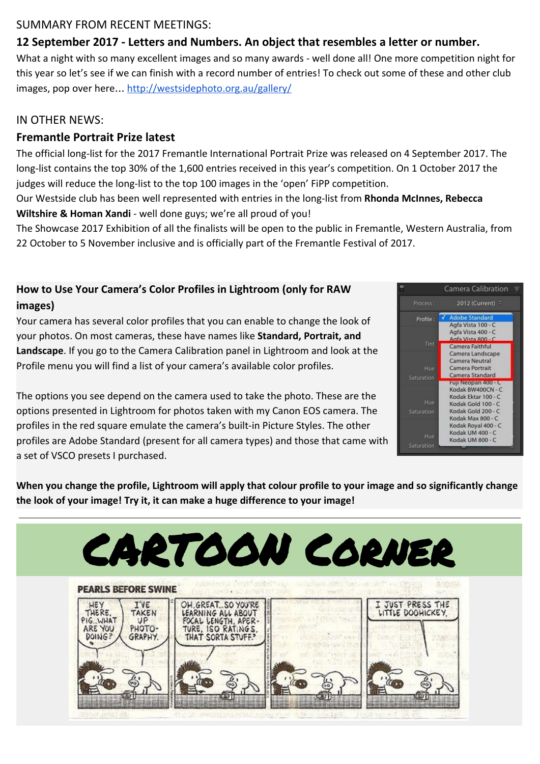SUMMARY FROM RECENT MEETINGS:

## 12 September 2017 - Letters and Numbers. An object that resembles a letter or number.

What a night with so many excellent images and so many awards - well done all! One more competition night for this year so let's see if we can finish with a record number of entries! To check out some of these and other club images, pop over here… http://westsidephoto.org.au/gallery/

IN OTHER NEWS:

## Fremantle Portrait Prize latest

The official long-list for the 2017 Fremantle International Portrait Prize was released on 4 September 2017. The long-list contains the top 30% of the 1,600 entries received in this year's competition. On 1 October 2017 the judges will reduce the long-list to the top 100 images in the 'open' FiPP competition.

Our Westside club has been well represented with entries in the long-list from **Rhonda McInnes, Rebecca Wiltshire & Homan Xandi** - well done guys; we're all proud of you!

The Showcase 2017 Exhibition of all the finalists will be open to the public in Fremantle, Western Australia, from 22 October to 5 November inclusive and is officially part of the Fremantle Festival of 2017.

## How to Use Your Camera's Color Profiles in Lightroom (only for RAW images)

Your camera has several color profiles that you can enable to change the look of your photos. On most cameras, these have names like **Standard, Portrait, and Landscape**. If you go to the Camera Calibration panel in Lightroom and look at the Profile menu you will find a list of your camera's available color profiles.

The options you see depend on the camera used to take the photo. These are the options presented in Lightroom for photos taken with my Canon EOS camera. The profiles in the red square emulate the camera's built-in Picture Styles. The other profiles are Adobe Standard (present for all camera types) and those that came with a set of VSCO presets I purchased.

**When you change the profile, Lightroom will apply that colour profile to your image and so significantly change the look of your image! Try it, it can make a huge difference to your image!**

---

# CARTOON CORNER